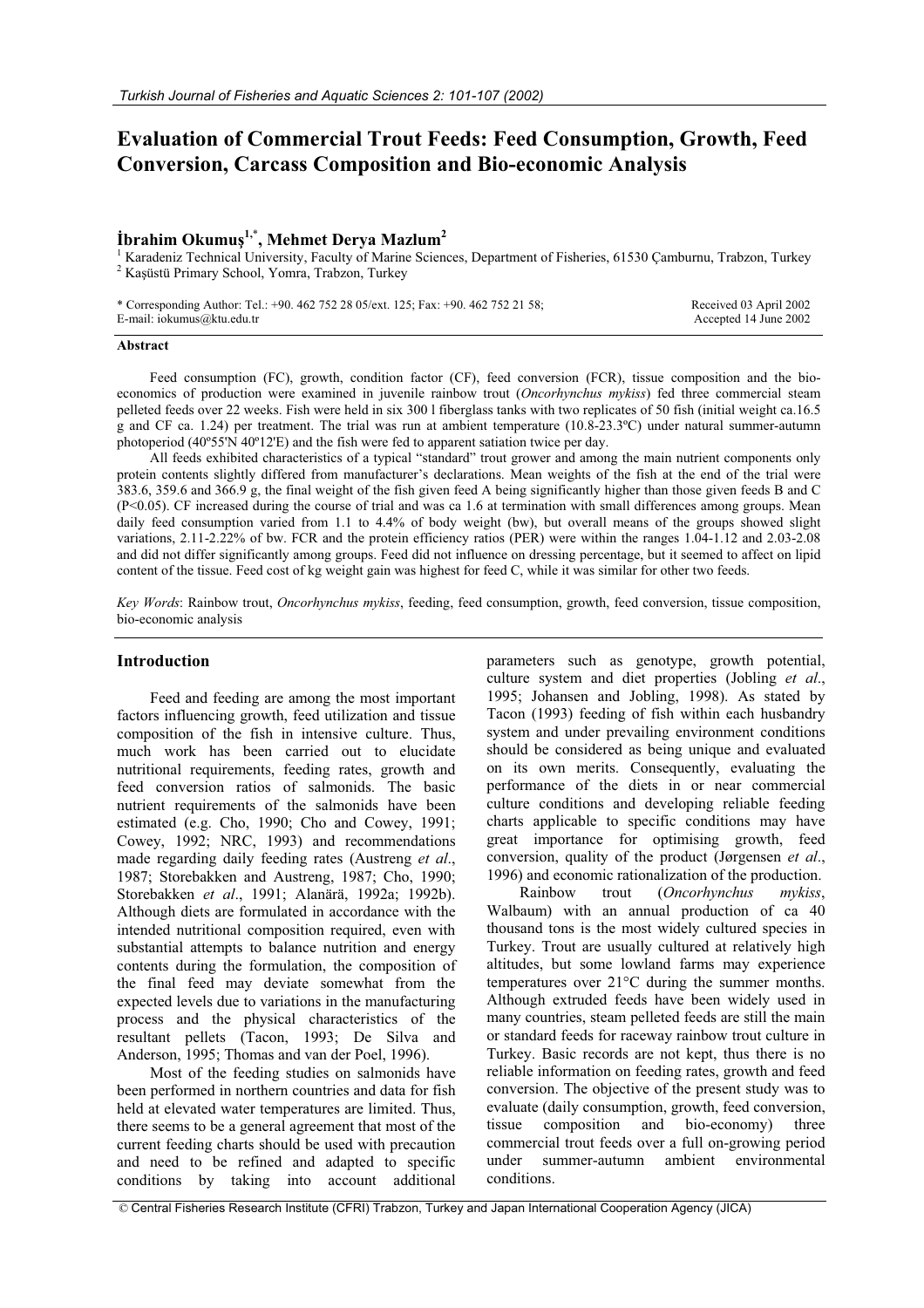# Evaluation of Commercial Trout Feeds: Feed Consumption, Growth, Feed Conversion, Carcass Composition and Bio-economic Analysis

**İbrahim Okumuş[1,*], Mehmet Derya Mazlum[2]**

[1] Karadeniz Technical University, Faculty of Marine Sciences, Department of Fisheries, 61530 Çamburnu, Trabzon, Turkey
[2] Kaşüstü Primary School, Yomra, Trabzon, Turkey

\* Corresponding Author: Tel.: +90. 462 752 28 05/ext. 125; Fax: +90. 462 752 21 58;
E-mail: iokumus@ktu.edu.tr

Received 03 April 2002
Accepted 14 June 2002

## Abstract

Feed consumption (FC), growth, condition factor (CF), feed conversion (FCR), tissue composition and the bio-economics of production were examined in juvenile rainbow trout (*Oncorhynchus mykiss*) fed three commercial steam pelleted feeds over 22 weeks. Fish were held in six 300 l fiberglass tanks with two replicates of 50 fish (initial weight ca.16.5 g and CF ca. 1.24) per treatment. The trial was run at ambient temperature (10.8-23.3ºC) under natural summer-autumn photoperiod (40º55'N 40º12'E) and the fish were fed to apparent satiation twice per day.

All feeds exhibited characteristics of a typical "standard" trout grower and among the main nutrient components only protein contents slightly differed from manufacturer's declarations. Mean weights of the fish at the end of the trial were 383.6, 359.6 and 366.9 g, the final weight of the fish given feed A being significantly higher than those given feeds B and C ($P<0.05$). CF increased during the course of trial and was ca 1.6 at termination with small differences among groups. Mean daily feed consumption varied from 1.1 to 4.4% of body weight (bw), but overall means of the groups showed slight variations, 2.11-2.22% of bw. FCR and the protein efficiency ratios (PER) were within the ranges 1.04-1.12 and 2.03-2.08 and did not differ significantly among groups. Feed did not influence on dressing percentage, but it seemed to affect on lipid content of the tissue. Feed cost of kg weight gain was highest for feed C, while it was similar for other two feeds.

*Key Words*: Rainbow trout, *Oncorhynchus mykiss*, feeding, feed consumption, growth, feed conversion, tissue composition, bio-economic analysis

## Introduction

Feed and feeding are among the most important factors influencing growth, feed utilization and tissue composition of the fish in intensive culture. Thus, much work has been carried out to elucidate nutritional requirements, feeding rates, growth and feed conversion ratios of salmonids. The basic nutrient requirements of the salmonids have been estimated (e.g. Cho, 1990; Cho and Cowey, 1991; Cowey, 1992; NRC, 1993) and recommendations made regarding daily feeding rates (Austreng *et al*., 1987; Storebakken and Austreng, 1987; Cho, 1990; Storebakken *et al*., 1991; Alanärä, 1992a; 1992b). Although diets are formulated in accordance with the intended nutritional composition required, even with substantial attempts to balance nutrition and energy contents during the formulation, the composition of the final feed may deviate somewhat from the expected levels due to variations in the manufacturing process and the physical characteristics of the resultant pellets (Tacon, 1993; De Silva and Anderson, 1995; Thomas and van der Poel, 1996).

Most of the feeding studies on salmonids have been performed in northern countries and data for fish held at elevated water temperatures are limited. Thus, there seems to be a general agreement that most of the current feeding charts should be used with precaution and need to be refined and adapted to specific conditions by taking into account additional parameters such as genotype, growth potential, culture system and diet properties (Jobling *et al*., 1995; Johansen and Jobling, 1998). As stated by Tacon (1993) feeding of fish within each husbandry system and under prevailing environment conditions should be considered as being unique and evaluated on its own merits. Consequently, evaluating the performance of the diets in or near commercial culture conditions and developing reliable feeding charts applicable to specific conditions may have great importance for optimising growth, feed conversion, quality of the product (Jørgensen *et al*., 1996) and economic rationalization of the production.

Rainbow trout (*Oncorhynchus mykiss*, Walbaum) with an annual production of ca 40 thousand tons is the most widely cultured species in Turkey. Trout are usually cultured at relatively high altitudes, but some lowland farms may experience temperatures over 21°C during the summer months. Although extruded feeds have been widely used in many countries, steam pelleted feeds are still the main or standard feeds for raceway rainbow trout culture in Turkey. Basic records are not kept, thus there is no reliable information on feeding rates, growth and feed conversion. The objective of the present study was to evaluate (daily consumption, growth, feed conversion, tissue composition and bio-economy) three commercial trout feeds over a full on-growing period under summer-autumn ambient environmental conditions.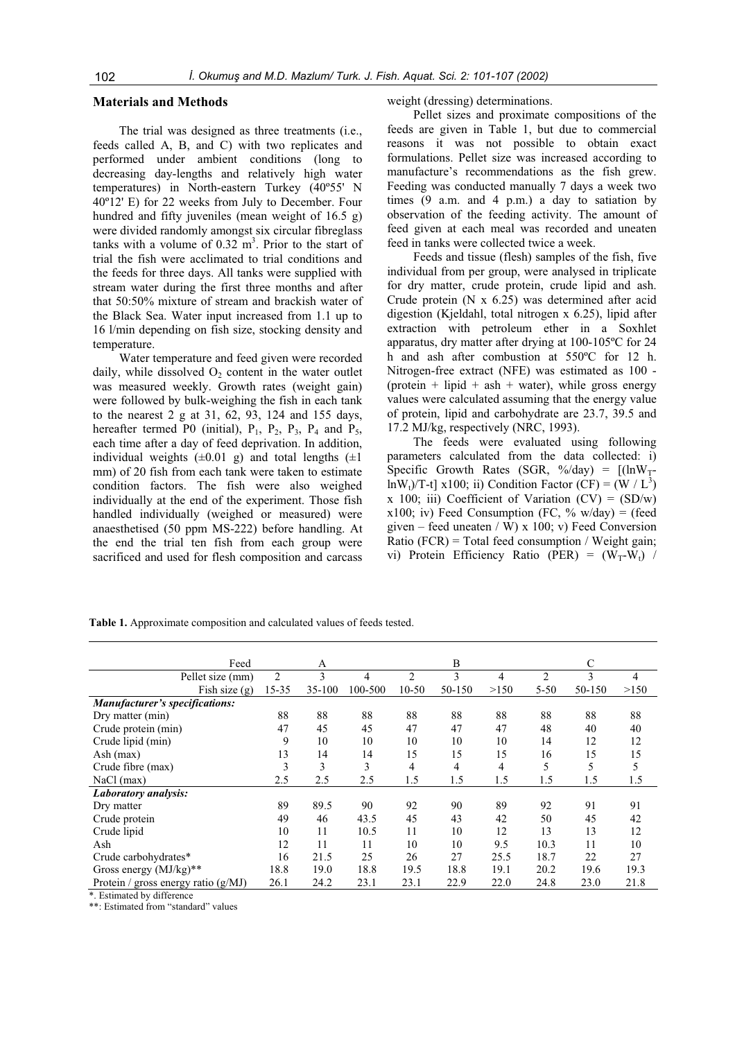## Materials and Methods

The trial was designed as three treatments (i.e., feeds called A, B, and C) with two replicates and performed under ambient conditions (long to decreasing day-lengths and relatively high water temperatures) in North-eastern Turkey (40º55' N 40º12' E) for 22 weeks from July to December. Four hundred and fifty juveniles (mean weight of 16.5 g) were divided randomly amongst six circular fibreglass tanks with a volume of 0.32 $m^3$. Prior to the start of trial the fish were acclimated to trial conditions and the feeds for three days. All tanks were supplied with stream water during the first three months and after that 50:50% mixture of stream and brackish water of the Black Sea. Water input increased from 1.1 up to 16 l/min depending on fish size, stocking density and temperature.

Water temperature and feed given were recorded daily, while dissolved $O_2$ content in the water outlet was measured weekly. Growth rates (weight gain) were followed by bulk-weighing the fish in each tank to the nearest 2 g at 31, 62, 93, 124 and 155 days, hereafter termed P0 (initial), $P_1$, $P_2$, $P_3$, $P_4$ and $P_5$, each time after a day of feed deprivation. In addition, individual weights (±0.01 g) and total lengths (±1 mm) of 20 fish from each tank were taken to estimate condition factors. The fish were also weighed individually at the end of the experiment. Those fish handled individually (weighed or measured) were anaesthetised (50 ppm MS-222) before handling. At the end the trial ten fish from each group were sacrificed and used for flesh composition and carcass weight (dressing) determinations.

Pellet sizes and proximate compositions of the feeds are given in Table 1, but due to commercial reasons it was not possible to obtain exact formulations. Pellet size was increased according to manufacture's recommendations as the fish grew. Feeding was conducted manually 7 days a week two times (9 a.m. and 4 p.m.) a day to satiation by observation of the feeding activity. The amount of feed given at each meal was recorded and uneaten feed in tanks were collected twice a week.

Feeds and tissue (flesh) samples of the fish, five individual from per group, were analysed in triplicate for dry matter, crude protein, crude lipid and ash. Crude protein (N x 6.25) was determined after acid digestion (Kjeldahl, total nitrogen x 6.25), lipid after extraction with petroleum ether in a Soxhlet apparatus, dry matter after drying at 100-105ºC for 24 h and ash after combustion at 550ºC for 12 h. Nitrogen-free extract (NFE) was estimated as 100 - (protein + lipid + ash + water), while gross energy values were calculated assuming that the energy value of protein, lipid and carbohydrate are 23.7, 39.5 and 17.2 MJ/kg, respectively (NRC, 1993).

The feeds were evaluated using following parameters calculated from the data collected: i) Specific Growth Rates (SGR, %/day) = $[(\ln W_T - \ln W_t)/T\text{-}t] \times 100$; ii) Condition Factor (CF) = $(W / L^3) \times 100$; iii) Coefficient of Variation (CV) = (SD/w) x100; iv) Feed Consumption (FC, % w/day) = (feed given – feed uneaten / W) x 100; v) Feed Conversion Ratio (FCR) = Total feed consumption / Weight gain; vi) Protein Efficiency Ratio (PER) = $(W_T - W_t)$ /

**Table 1.** Approximate composition and calculated values of feeds tested.

| Feed | A | | | B | | | C | | |
|---|---|---|---|---|---|---|---|---|---|
| Pellet size (mm) | 2 | 3 | 4 | 2 | 3 | 4 | 2 | 3 | 4 |
| Fish size (g) | 15-35 | 35-100 | 100-500 | 10-50 | 50-150 | >150 | 5-50 | 50-150 | >150 |
| ***Manufacturer's specifications:*** | | | | | | | | | |
| Dry matter (min) | 88 | 88 | 88 | 88 | 88 | 88 | 88 | 88 | 88 |
| Crude protein (min) | 47 | 45 | 45 | 47 | 47 | 47 | 48 | 40 | 40 |
| Crude lipid (min) | 9 | 10 | 10 | 10 | 10 | 10 | 14 | 12 | 12 |
| Ash (max) | 13 | 14 | 14 | 15 | 15 | 15 | 16 | 15 | 15 |
| Crude fibre (max) | 3 | 3 | 3 | 4 | 4 | 4 | 5 | 5 | 5 |
| NaCl (max) | 2.5 | 2.5 | 2.5 | 1.5 | 1.5 | 1.5 | 1.5 | 1.5 | 1.5 |
| ***Laboratory analysis:*** | | | | | | | | | |
| Dry matter | 89 | 89.5 | 90 | 92 | 90 | 89 | 92 | 91 | 91 |
| Crude protein | 49 | 46 | 43.5 | 45 | 43 | 42 | 50 | 45 | 42 |
| Crude lipid | 10 | 11 | 10.5 | 11 | 10 | 12 | 13 | 13 | 12 |
| Ash | 12 | 11 | 11 | 10 | 10 | 9.5 | 10.3 | 11 | 10 |
| Crude carbohydrates* | 16 | 21.5 | 25 | 26 | 27 | 25.5 | 18.7 | 22 | 27 |
| Gross energy (MJ/kg)** | 18.8 | 19.0 | 18.8 | 19.5 | 18.8 | 19.1 | 20.2 | 19.6 | 19.3 |
| Protein / gross energy ratio (g/MJ) | 26.1 | 24.2 | 23.1 | 23.1 | 22.9 | 22.0 | 24.8 | 23.0 | 21.8 |

*. Estimated by difference

**: Estimated from "standard" values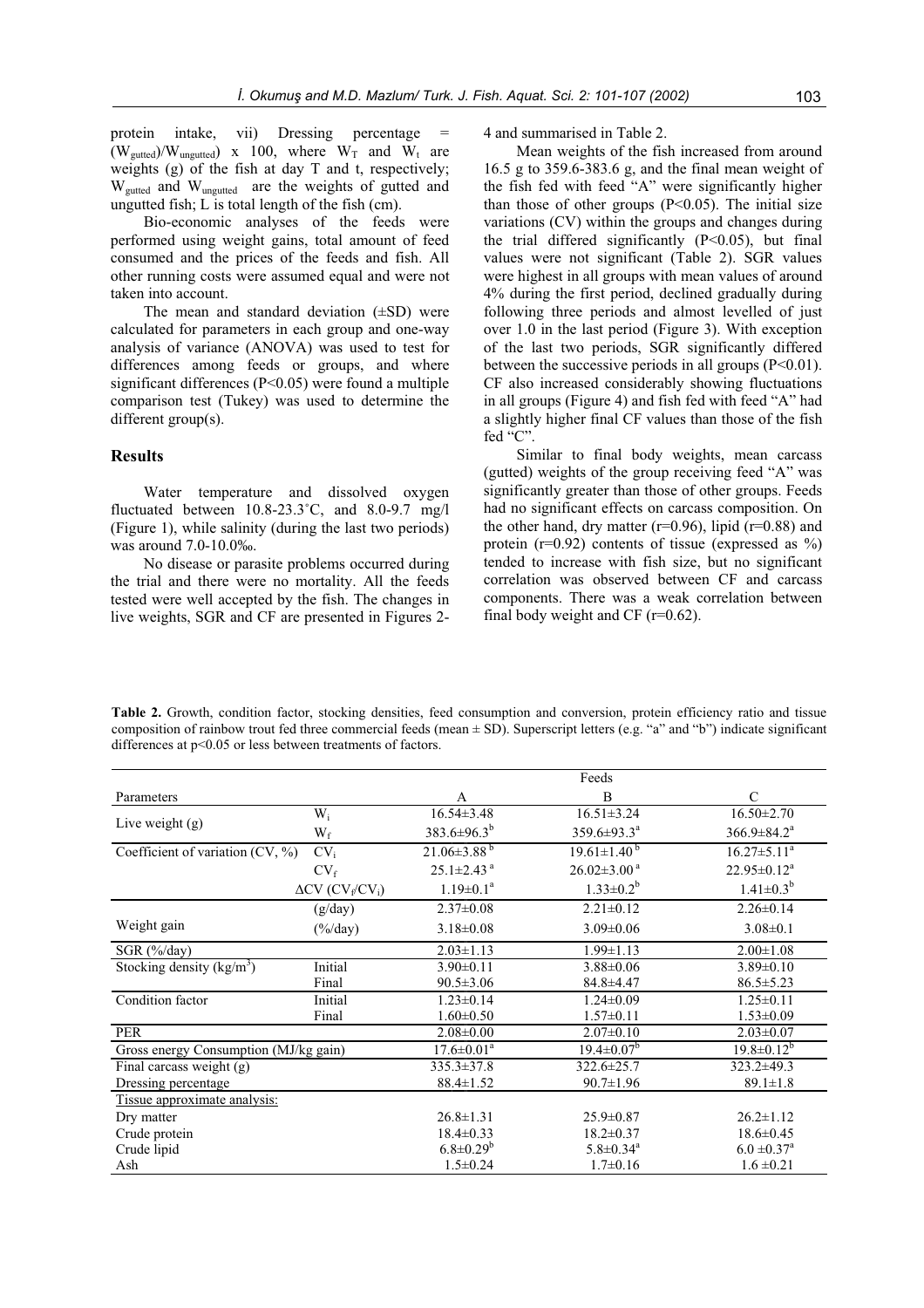protein intake, vii) Dressing percentage = $(W_{gutted})/W_{ungutted})$ x 100, where $W_T$ and $W_t$ are weights (g) of the fish at day T and t, respectively; $W_{gutted}$ and $W_{ungutted}$ are the weights of gutted and ungutted fish; L is total length of the fish (cm).

Bio-economic analyses of the feeds were performed using weight gains, total amount of feed consumed and the prices of the feeds and fish. All other running costs were assumed equal and were not taken into account.

The mean and standard deviation (±SD) were calculated for parameters in each group and one-way analysis of variance (ANOVA) was used to test for differences among feeds or groups, and where significant differences ($P<0.05$) were found a multiple comparison test (Tukey) was used to determine the different group(s).

## Results

Water temperature and dissolved oxygen fluctuated between 10.8-23.3˚C, and 8.0-9.7 mg/l (Figure 1), while salinity (during the last two periods) was around 7.0-10.0‰.

No disease or parasite problems occurred during the trial and there were no mortality. All the feeds tested were well accepted by the fish. The changes in live weights, SGR and CF are presented in Figures 2-4 and summarised in Table 2.

Mean weights of the fish increased from around 16.5 g to 359.6-383.6 g, and the final mean weight of the fish fed with feed "A" were significantly higher than those of other groups ($P<0.05$). The initial size variations (CV) within the groups and changes during the trial differed significantly ($P<0.05$), but final values were not significant (Table 2). SGR values were highest in all groups with mean values of around 4% during the first period, declined gradually during following three periods and almost levelled of just over 1.0 in the last period (Figure 3). With exception of the last two periods, SGR significantly differed between the successive periods in all groups ($P<0.01$). CF also increased considerably showing fluctuations in all groups (Figure 4) and fish fed with feed "A" had a slightly higher final CF values than those of the fish fed "C".

Similar to final body weights, mean carcass (gutted) weights of the group receiving feed "A" was significantly greater than those of other groups. Feeds had no significant effects on carcass composition. On the other hand, dry matter (r=0.96), lipid (r=0.88) and protein (r=0.92) contents of tissue (expressed as %) tended to increase with fish size, but no significant correlation was observed between CF and carcass components. There was a weak correlation between final body weight and CF (r=0.62).

**Table 2.** Growth, condition factor, stocking densities, feed consumption and conversion, protein efficiency ratio and tissue composition of rainbow trout fed three commercial feeds (mean ± SD). Superscript letters (e.g. "a" and "b") indicate significant differences at p<0.05 or less between treatments of factors.

| Parameters | | A | B | C |
|---|---|---|---|---|
| | | Feeds | | |
| Live weight (g) | $W_i$ | 16.54±3.48 | 16.51±3.24 | 16.50±2.70 |
| | $W_f$ | 383.6±96.3$^b$ | 359.6±93.3$^a$ | 366.9±84.2$^a$ |
| Coefficient of variation (CV, %) | $CV_i$ | 21.06±3.88$^b$ | 19.61±1.40$^b$ | 16.27±5.11$^a$ |
| | $CV_f$ | 25.1±2.43$^a$ | 26.02±3.00$^a$ | 22.95±0.12$^a$ |
| | $\Delta CV$ ($CV_f/CV_i$) | 1.19±0.1$^a$ | 1.33±0.2$^b$ | 1.41±0.3$^b$ |
| Weight gain | (g/day) | 2.37±0.08 | 2.21±0.12 | 2.26±0.14 |
| | (%/day) | 3.18±0.08 | 3.09±0.06 | 3.08±0.1 |
| SGR (%/day) | | 2.03±1.13 | 1.99±1.13 | 2.00±1.08 |
| Stocking density (kg/m$^3$) | Initial | 3.90±0.11 | 3.88±0.06 | 3.89±0.10 |
| | Final | 90.5±3.06 | 84.8±4.47 | 86.5±5.23 |
| Condition factor | Initial | 1.23±0.14 | 1.24±0.09 | 1.25±0.11 |
| | Final | 1.60±0.50 | 1.57±0.11 | 1.53±0.09 |
| PER | | 2.08±0.00 | 2.07±0.10 | 2.03±0.07 |
| Gross energy Consumption (MJ/kg gain) | | 17.6±0.01$^a$ | 19.4±0.07$^b$ | 19.8±0.12$^b$ |
| Final carcass weight (g) | | 335.3±37.8 | 322.6±25.7 | 323.2±49.3 |
| Dressing percentage | | 88.4±1.52 | 90.7±1.96 | 89.1±1.8 |
| Tissue approximate analysis: | | | | |
| Dry matter | | 26.8±1.31 | 25.9±0.87 | 26.2±1.12 |
| Crude protein | | 18.4±0.33 | 18.2±0.37 | 18.6±0.45 |
| Crude lipid | | 6.8±0.29$^b$ | 5.8±0.34$^a$ | 6.0 ±0.37$^a$ |
| Ash | | 1.5±0.24 | 1.7±0.16 | 1.6 ±0.21 |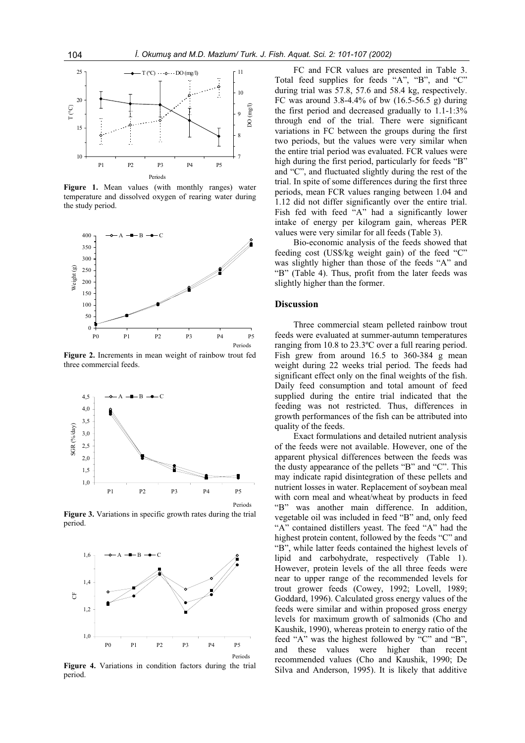**Figure 1.** Mean values (with monthly ranges) water temperature and dissolved oxygen of rearing water during the study period.

**Figure 2.** Increments in mean weight of rainbow trout fed three commercial feeds.

**Figure 3.** Variations in specific growth rates during the trial period.

**Figure 4.** Variations in condition factors during the trial period.

FC and FCR values are presented in Table 3. Total feed supplies for feeds "A", "B", and "C" during trial was 57.8, 57.6 and 58.4 kg, respectively. FC was around 3.8-4.4% of bw (16.5-56.5 g) during the first period and decreased gradually to 1.1-1:3% through end of the trial. There were significant variations in FC between the groups during the first two periods, but the values were very similar when the entire trial period was evaluated. FCR values were high during the first period, particularly for feeds "B" and "C", and fluctuated slightly during the rest of the trial. In spite of some differences during the first three periods, mean FCR values ranging between 1.04 and 1.12 did not differ significantly over the entire trial. Fish fed with feed "A" had a significantly lower intake of energy per kilogram gain, whereas PER values were very similar for all feeds (Table 3).

Bio-economic analysis of the feeds showed that feeding cost (US$/kg weight gain) of the feed "C" was slightly higher than those of the feeds "A" and "B" (Table 4). Thus, profit from the later feeds was slightly higher than the former.

## Discussion

Three commercial steam pelleted rainbow trout feeds were evaluated at summer-autumn temperatures ranging from 10.8 to 23.3ºC over a full rearing period. Fish grew from around 16.5 to 360-384 g mean weight during 22 weeks trial period. The feeds had significant effect only on the final weights of the fish. Daily feed consumption and total amount of feed supplied during the entire trial indicated that the feeding was not restricted. Thus, differences in growth performances of the fish can be attributed into quality of the feeds.

Exact formulations and detailed nutrient analysis of the feeds were not available. However, one of the apparent physical differences between the feeds was the dusty appearance of the pellets "B" and "C". This may indicate rapid disintegration of these pellets and nutrient losses in water. Replacement of soybean meal with corn meal and wheat/wheat by products in feed "B" was another main difference. In addition, vegetable oil was included in feed "B" and, only feed "A" contained distillers yeast. The feed "A" had the highest protein content, followed by the feeds "C" and "B", while latter feeds contained the highest levels of lipid and carbohydrate, respectively (Table 1). However, protein levels of the all three feeds were near to upper range of the recommended levels for trout grower feeds (Cowey, 1992; Lovell, 1989; Goddard, 1996). Calculated gross energy values of the feeds were similar and within proposed gross energy levels for maximum growth of salmonids (Cho and Kaushik, 1990), whereas protein to energy ratio of the feed "A" was the highest followed by "C" and "B", and these values were higher than recent recommended values (Cho and Kaushik, 1990; De Silva and Anderson, 1995). It is likely that additive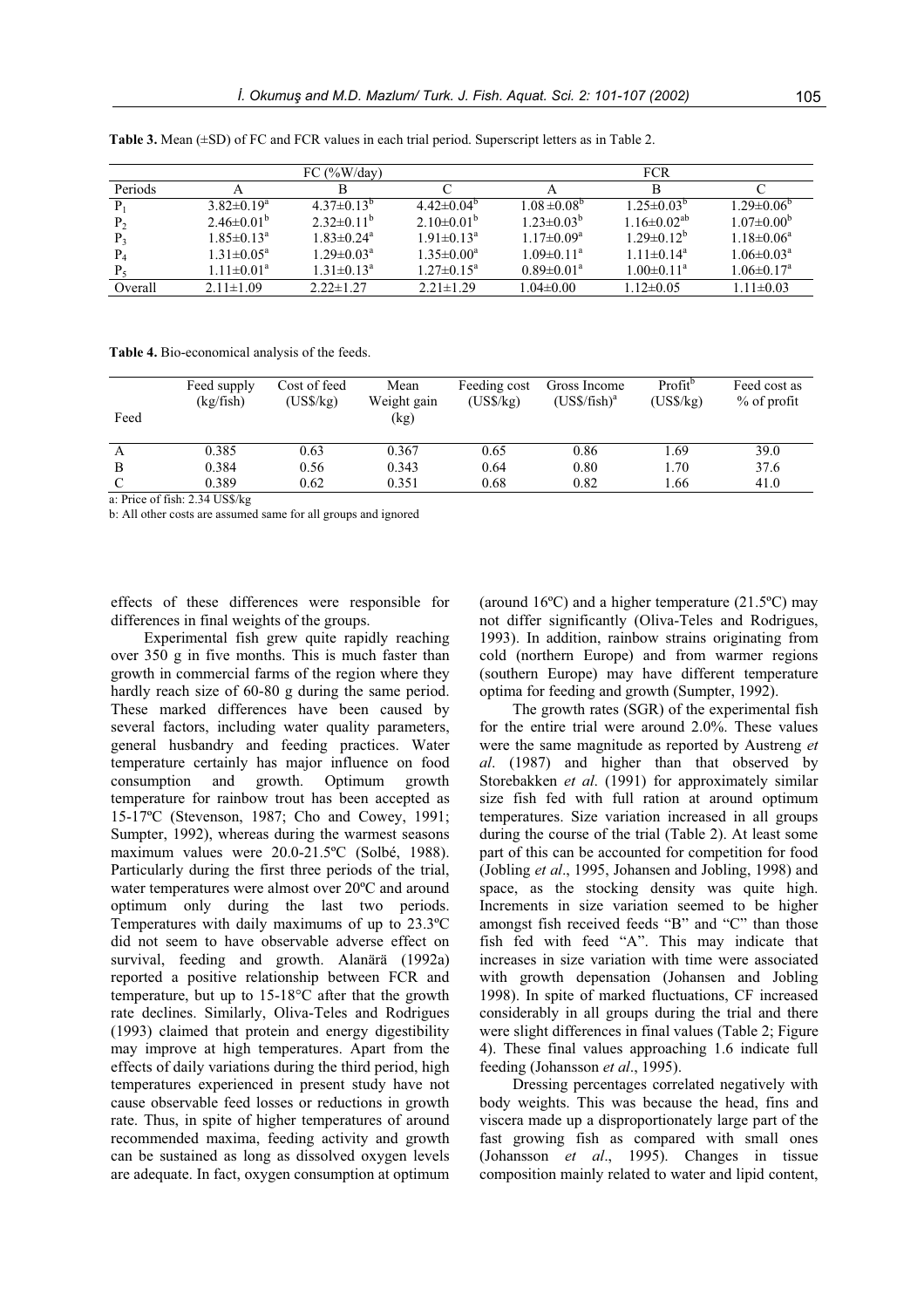**Table 3.** Mean (±SD) of FC and FCR values in each trial period. Superscript letters as in Table 2.

| | FC (%W/day) | | | FCR | | |
|---|---|---|---|---|---|---|
| Periods | A | B | C | A | B | C |
| $P_1$ | 3.82±0.19[a] | 4.37±0.13[b] | 4.42±0.04[b] | 1.08 ±0.08[b] | 1.25±0.03[b] | 1.29±0.06[b] |
| $P_2$ | 2.46±0.01[b] | 2.32±0.11[b] | 2.10±0.01[b] | 1.23±0.03[b] | 1.16±0.02[ab] | 1.07±0.00[b] |
| $P_3$ | 1.85±0.13[a] | 1.83±0.24[a] | 1.91±0.13[a] | 1.17±0.09[a] | 1.29±0.12[b] | 1.18±0.06[a] |
| $P_4$ | 1.31±0.05[a] | 1.29±0.03[a] | 1.35±0.00[a] | 1.09±0.11[a] | 1.11±0.14[a] | 1.06±0.03[a] |
| $P_5$ | 1.11±0.01[a] | 1.31±0.13[a] | 1.27±0.15[a] | 0.89±0.01[a] | 1.00±0.11[a] | 1.06±0.17[a] |
| Overall | 2.11±1.09 | 2.22±1.27 | 2.21±1.29 | 1.04±0.00 | 1.12±0.05 | 1.11±0.03 |

**Table 4.** Bio-economical analysis of the feeds.

| Feed | Feed supply (kg/fish) | Cost of feed (US$/kg) | Mean Weight gain (kg) | Feeding cost (US$/kg) | Gross Income (US$/fish)[a] | Profit[b] (US$/kg) | Feed cost as % of profit |
|---|---|---|---|---|---|---|---|
| A | 0.385 | 0.63 | 0.367 | 0.65 | 0.86 | 1.69 | 39.0 |
| B | 0.384 | 0.56 | 0.343 | 0.64 | 0.80 | 1.70 | 37.6 |
| C | 0.389 | 0.62 | 0.351 | 0.68 | 0.82 | 1.66 | 41.0 |

a: Price of fish: 2.34 US$/kg

b: All other costs are assumed same for all groups and ignored

effects of these differences were responsible for differences in final weights of the groups.

Experimental fish grew quite rapidly reaching over 350 g in five months. This is much faster than growth in commercial farms of the region where they hardly reach size of 60-80 g during the same period. These marked differences have been caused by several factors, including water quality parameters, general husbandry and feeding practices. Water temperature certainly has major influence on food consumption and growth. Optimum growth temperature for rainbow trout has been accepted as 15-17ºC (Stevenson, 1987; Cho and Cowey, 1991; Sumpter, 1992), whereas during the warmest seasons maximum values were 20.0-21.5ºC (Solbé, 1988). Particularly during the first three periods of the trial, water temperatures were almost over 20ºC and around optimum only during the last two periods. Temperatures with daily maximums of up to 23.3ºC did not seem to have observable adverse effect on survival, feeding and growth. Alanärä (1992a) reported a positive relationship between FCR and temperature, but up to 15-18°C after that the growth rate declines. Similarly, Oliva-Teles and Rodrigues (1993) claimed that protein and energy digestibility may improve at high temperatures. Apart from the effects of daily variations during the third period, high temperatures experienced in present study have not cause observable feed losses or reductions in growth rate. Thus, in spite of higher temperatures of around recommended maxima, feeding activity and growth can be sustained as long as dissolved oxygen levels are adequate. In fact, oxygen consumption at optimum (around 16ºC) and a higher temperature (21.5ºC) may not differ significantly (Oliva-Teles and Rodrigues, 1993). In addition, rainbow strains originating from cold (northern Europe) and from warmer regions (southern Europe) may have different temperature optima for feeding and growth (Sumpter, 1992).

The growth rates (SGR) of the experimental fish for the entire trial were around 2.0%. These values were the same magnitude as reported by Austreng *et al*. (1987) and higher than that observed by Storebakken *et al*. (1991) for approximately similar size fish fed with full ration at around optimum temperatures. Size variation increased in all groups during the course of the trial (Table 2). At least some part of this can be accounted for competition for food (Jobling *et al*., 1995, Johansen and Jobling, 1998) and space, as the stocking density was quite high. Increments in size variation seemed to be higher amongst fish received feeds "B" and "C" than those fish fed with feed "A". This may indicate that increases in size variation with time were associated with growth depensation (Johansen and Jobling 1998). In spite of marked fluctuations, CF increased considerably in all groups during the trial and there were slight differences in final values (Table 2; Figure 4). These final values approaching 1.6 indicate full feeding (Johansson *et al*., 1995).

Dressing percentages correlated negatively with body weights. This was because the head, fins and viscera made up a disproportionately large part of the fast growing fish as compared with small ones (Johansson *et al*., 1995). Changes in tissue composition mainly related to water and lipid content,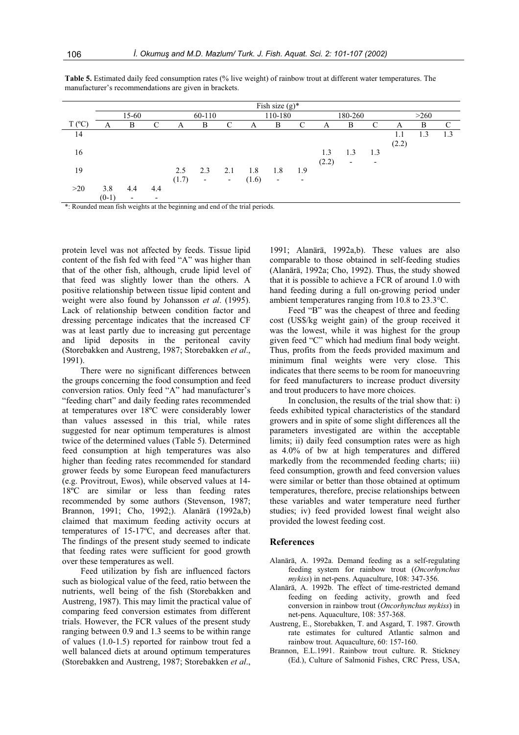**Table 5.** Estimated daily feed consumption rates (% live weight) of rainbow trout at different water temperatures. The manufacturer's recommendations are given in brackets.

| | Fish size (g)* | | | | | | | | | | | | | | |
|---|---|---|---|---|---|---|---|---|---|---|---|---|---|---|---|
| | 15-60 | | | 60-110 | | | 110-180 | | | 180-260 | | | >260 | | |
| T (ºC) | A | B | C | A | B | C | A | B | C | A | B | C | A | B | C |
| 14 | | | | | | | | | | | | | 1.1 | 1.3 | 1.3 |
| | | | | | | | | | | | | | (2.2) | | |
| 16 | | | | | | | | | | 1.3 | 1.3 | 1.3 | | | |
| | | | | | | | | | | (2.2) | - | - | | | |
| 19 | | | | 2.5 | 2.3 | 2.1 | 1.8 | 1.8 | 1.9 | | | | | | |
| | | | | (1.7) | - | - | (1.6) | - | - | | | | | | |
| >20 | 3.8 | 4.4 | 4.4 | | | | | | | | | | | | |
| | (0-1) | - | - | | | | | | | | | | | | |

*: Rounded mean fish weights at the beginning and end of the trial periods.

protein level was not affected by feeds. Tissue lipid content of the fish fed with feed "A" was higher than that of the other fish, although, crude lipid level of that feed was slightly lower than the others. A positive relationship between tissue lipid content and weight were also found by Johansson *et al*. (1995). Lack of relationship between condition factor and dressing percentage indicates that the increased CF was at least partly due to increasing gut percentage and lipid deposits in the peritoneal cavity (Storebakken and Austreng, 1987; Storebakken *et al*., 1991).

There were no significant differences between the groups concerning the food consumption and feed conversion ratios. Only feed "A" had manufacturer's "feeding chart" and daily feeding rates recommended at temperatures over 18ºC were considerably lower than values assessed in this trial, while rates suggested for near optimum temperatures is almost twice of the determined values (Table 5). Determined feed consumption at high temperatures was also higher than feeding rates recommended for standard grower feeds by some European feed manufacturers (e.g. Provitrout, Ewos), while observed values at 14-18ºC are similar or less than feeding rates recommended by some authors (Stevenson, 1987; Brannon, 1991; Cho, 1992;). Alanärä (1992a,b) claimed that maximum feeding activity occurs at temperatures of 15-17ºC, and decreases after that. The findings of the present study seemed to indicate that feeding rates were sufficient for good growth over these temperatures as well.

Feed utilization by fish are influenced factors such as biological value of the feed, ratio between the nutrients, well being of the fish (Storebakken and Austreng, 1987). This may limit the practical value of comparing feed conversion estimates from different trials. However, the FCR values of the present study ranging between 0.9 and 1.3 seems to be within range of values (1.0-1.5) reported for rainbow trout fed a well balanced diets at around optimum temperatures (Storebakken and Austreng, 1987; Storebakken *et al*., 1991; Alanärä, 1992a,b). These values are also comparable to those obtained in self-feeding studies (Alanärä, 1992a; Cho, 1992). Thus, the study showed that it is possible to achieve a FCR of around 1.0 with hand feeding during a full on-growing period under ambient temperatures ranging from 10.8 to 23.3°C.

Feed "B" was the cheapest of three and feeding cost (US$/kg weight gain) of the group received it was the lowest, while it was highest for the group given feed "C" which had medium final body weight. Thus, profits from the feeds provided maximum and minimum final weights were very close. This indicates that there seems to be room for manoeuvring for feed manufacturers to increase product diversity and trout producers to have more choices.

In conclusion, the results of the trial show that: i) feeds exhibited typical characteristics of the standard growers and in spite of some slight differences all the parameters investigated are within the acceptable limits; ii) daily feed consumption rates were as high as 4.0% of bw at high temperatures and differed markedly from the recommended feeding charts; iii) feed consumption, growth and feed conversion values were similar or better than those obtained at optimum temperatures, therefore, precise relationships between these variables and water temperature need further studies; iv) feed provided lowest final weight also provided the lowest feeding cost.

## References

Alanärä, A. 1992a. Demand feeding as a self-regulating feeding system for rainbow trout (*Oncorhynchus mykiss*) in net-pens. Aquaculture, 108: 347-356.

Alanärä, A. 1992b. The effect of time-restricted demand feeding on feeding activity, growth and feed conversion in rainbow trout (*Oncorhynchus mykiss*) in net-pens. Aquaculture, 108: 357-368.

Austreng, E., Storebakken, T. and Asgard, T. 1987. Growth rate estimates for cultured Atlantic salmon and rainbow trout. Aquaculture, 60: 157-160.

Brannon, E.L.1991. Rainbow trout culture. R. Stickney (Ed.), Culture of Salmonid Fishes, CRC Press, USA,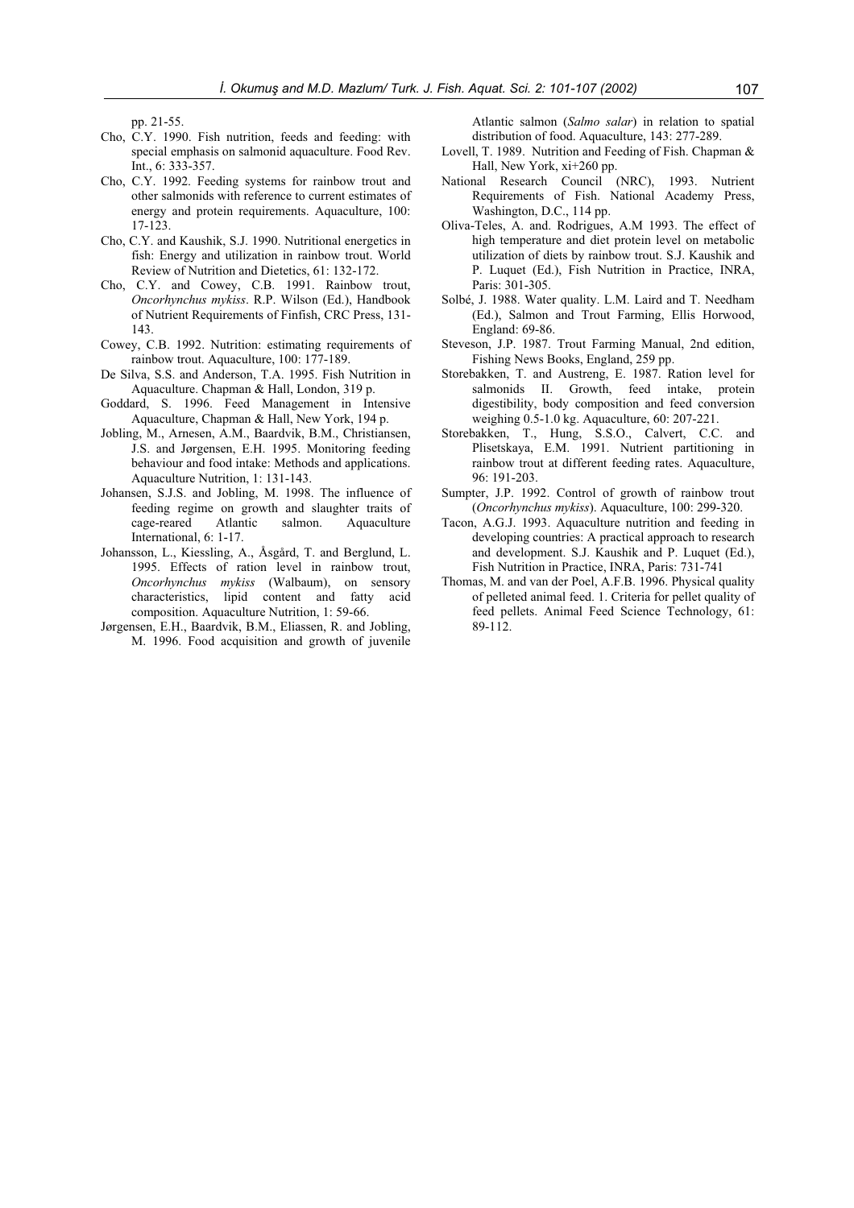pp. 21-55.

Cho, C.Y. 1990. Fish nutrition, feeds and feeding: with special emphasis on salmonid aquaculture. Food Rev. Int., 6: 333-357.

Cho, C.Y. 1992. Feeding systems for rainbow trout and other salmonids with reference to current estimates of energy and protein requirements. Aquaculture, 100: 17-123.

Cho, C.Y. and Kaushik, S.J. 1990. Nutritional energetics in fish: Energy and utilization in rainbow trout. World Review of Nutrition and Dietetics, 61: 132-172.

Cho, C.Y. and Cowey, C.B. 1991. Rainbow trout, *Oncorhynchus mykiss*. R.P. Wilson (Ed.), Handbook of Nutrient Requirements of Finfish, CRC Press, 131-143.

Cowey, C.B. 1992. Nutrition: estimating requirements of rainbow trout. Aquaculture, 100: 177-189.

De Silva, S.S. and Anderson, T.A. 1995. Fish Nutrition in Aquaculture. Chapman & Hall, London, 319 p.

Goddard, S. 1996. Feed Management in Intensive Aquaculture, Chapman & Hall, New York, 194 p.

Jobling, M., Arnesen, A.M., Baardvik, B.M., Christiansen, J.S. and Jørgensen, E.H. 1995. Monitoring feeding behaviour and food intake: Methods and applications. Aquaculture Nutrition, 1: 131-143.

Johansen, S.J.S. and Jobling, M. 1998. The influence of feeding regime on growth and slaughter traits of cage-reared Atlantic salmon. Aquaculture International, 6: 1-17.

Johansson, L., Kiessling, A., Åsgård, T. and Berglund, L. 1995. Effects of ration level in rainbow trout, *Oncorhynchus mykiss* (Walbaum), on sensory characteristics, lipid content and fatty acid composition. Aquaculture Nutrition, 1: 59-66.

Jørgensen, E.H., Baardvik, B.M., Eliassen, R. and Jobling, M. 1996. Food acquisition and growth of juvenile Atlantic salmon (*Salmo salar*) in relation to spatial distribution of food. Aquaculture, 143: 277-289.

Lovell, T. 1989. Nutrition and Feeding of Fish. Chapman & Hall, New York, xi+260 pp.

National Research Council (NRC), 1993. Nutrient Requirements of Fish. National Academy Press, Washington, D.C., 114 pp.

Oliva-Teles, A. and. Rodrigues, A.M 1993. The effect of high temperature and diet protein level on metabolic utilization of diets by rainbow trout. S.J. Kaushik and P. Luquet (Ed.), Fish Nutrition in Practice, INRA, Paris: 301-305.

Solbé, J. 1988. Water quality. L.M. Laird and T. Needham (Ed.), Salmon and Trout Farming, Ellis Horwood, England: 69-86.

Steveson, J.P. 1987. Trout Farming Manual, 2nd edition, Fishing News Books, England, 259 pp.

Storebakken, T. and Austreng, E. 1987. Ration level for salmonids II. Growth, feed intake, protein digestibility, body composition and feed conversion weighing 0.5-1.0 kg. Aquaculture, 60: 207-221.

Storebakken, T., Hung, S.S.O., Calvert, C.C. and Plisetskaya, E.M. 1991. Nutrient partitioning in rainbow trout at different feeding rates. Aquaculture, 96: 191-203.

Sumpter, J.P. 1992. Control of growth of rainbow trout (*Oncorhynchus mykiss*). Aquaculture, 100: 299-320.

Tacon, A.G.J. 1993. Aquaculture nutrition and feeding in developing countries: A practical approach to research and development. S.J. Kaushik and P. Luquet (Ed.), Fish Nutrition in Practice, INRA, Paris: 731-741

Thomas, M. and van der Poel, A.F.B. 1996. Physical quality of pelleted animal feed. 1. Criteria for pellet quality of feed pellets. Animal Feed Science Technology, 61: 89-112.